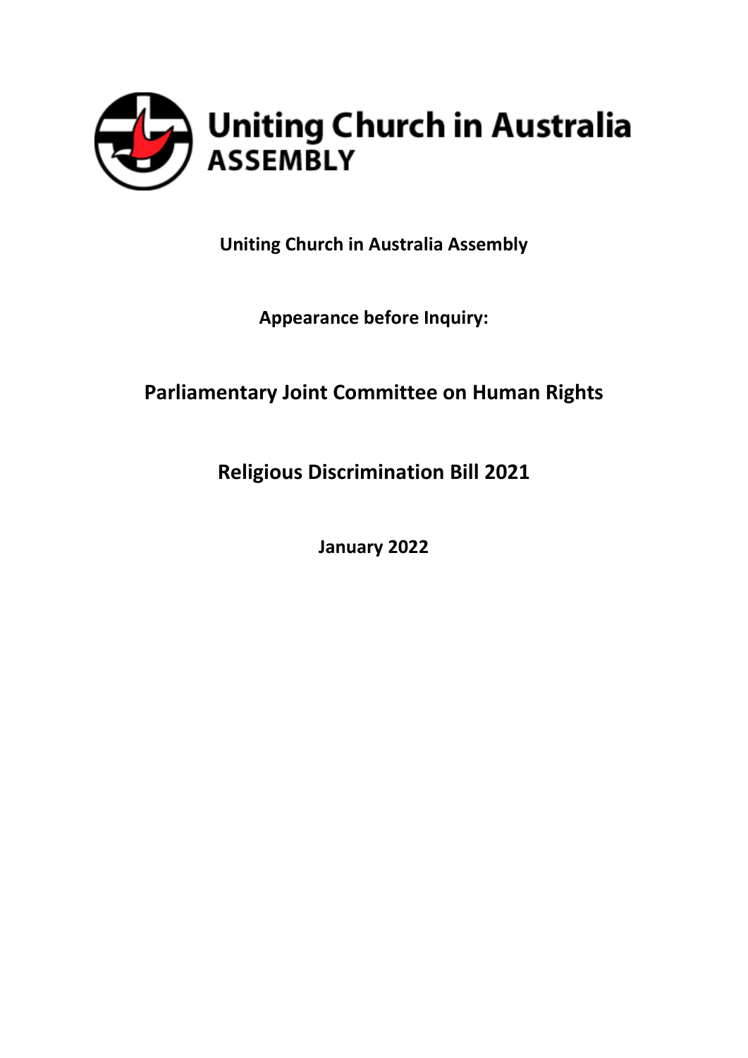Uniting Church in Australia
ASSEMBLY

**Uniting Church in Australia Assembly**

**Appearance before Inquiry:**

# Parliamentary Joint Committee on Human Rights

# Religious Discrimination Bill 2021

**January 2022**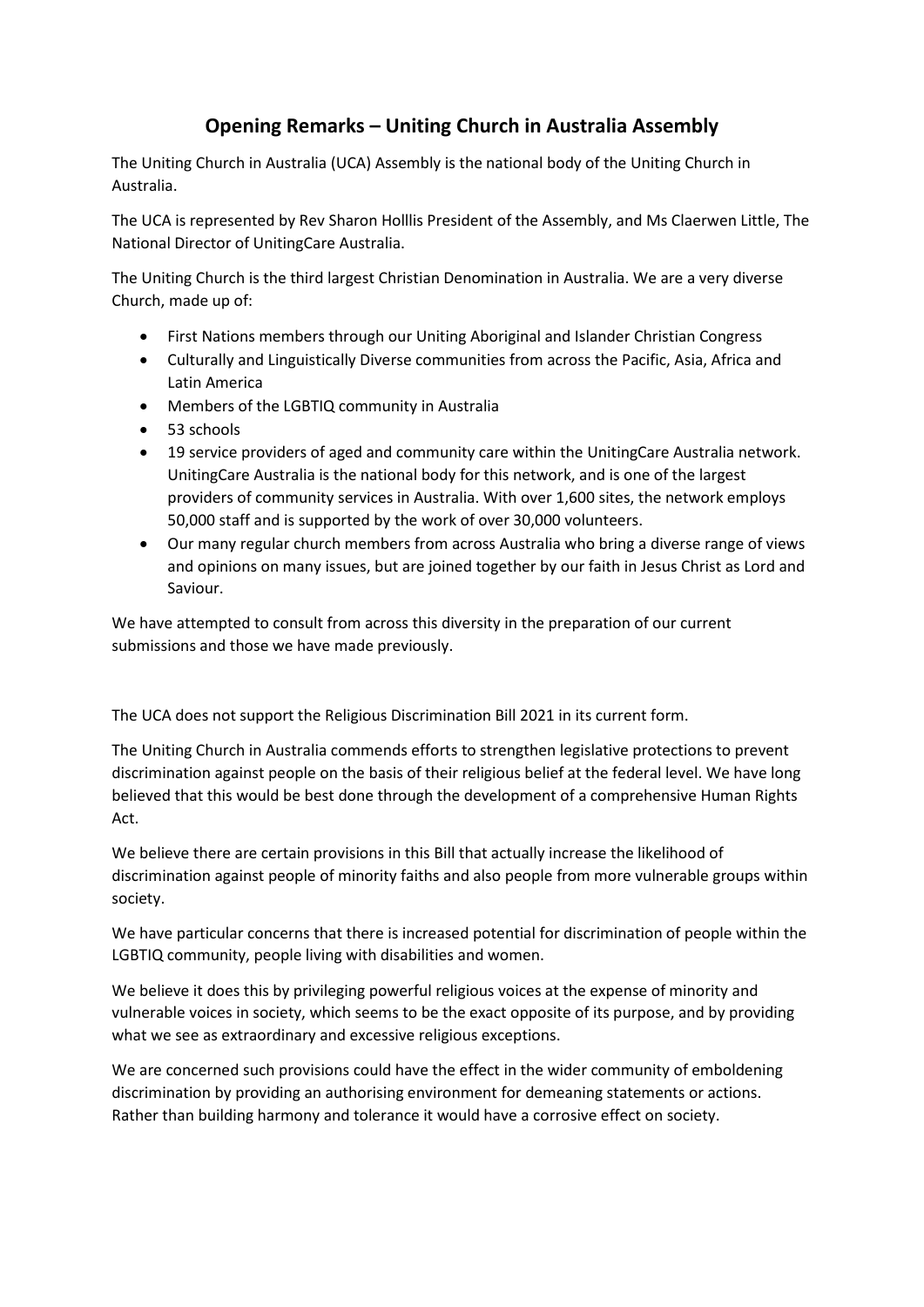# Opening Remarks – Uniting Church in Australia Assembly

The Uniting Church in Australia (UCA) Assembly is the national body of the Uniting Church in Australia.

The UCA is represented by Rev Sharon Holllis President of the Assembly, and Ms Claerwen Little, The National Director of UnitingCare Australia.

The Uniting Church is the third largest Christian Denomination in Australia. We are a very diverse Church, made up of:

- First Nations members through our Uniting Aboriginal and Islander Christian Congress
- Culturally and Linguistically Diverse communities from across the Pacific, Asia, Africa and Latin America
- Members of the LGBTIQ community in Australia
- 53 schools
- 19 service providers of aged and community care within the UnitingCare Australia network. UnitingCare Australia is the national body for this network, and is one of the largest providers of community services in Australia. With over 1,600 sites, the network employs 50,000 staff and is supported by the work of over 30,000 volunteers.
- Our many regular church members from across Australia who bring a diverse range of views and opinions on many issues, but are joined together by our faith in Jesus Christ as Lord and Saviour.

We have attempted to consult from across this diversity in the preparation of our current submissions and those we have made previously.

The UCA does not support the Religious Discrimination Bill 2021 in its current form.

The Uniting Church in Australia commends efforts to strengthen legislative protections to prevent discrimination against people on the basis of their religious belief at the federal level. We have long believed that this would be best done through the development of a comprehensive Human Rights Act.

We believe there are certain provisions in this Bill that actually increase the likelihood of discrimination against people of minority faiths and also people from more vulnerable groups within society.

We have particular concerns that there is increased potential for discrimination of people within the LGBTIQ community, people living with disabilities and women.

We believe it does this by privileging powerful religious voices at the expense of minority and vulnerable voices in society, which seems to be the exact opposite of its purpose, and by providing what we see as extraordinary and excessive religious exceptions.

We are concerned such provisions could have the effect in the wider community of emboldening discrimination by providing an authorising environment for demeaning statements or actions. Rather than building harmony and tolerance it would have a corrosive effect on society.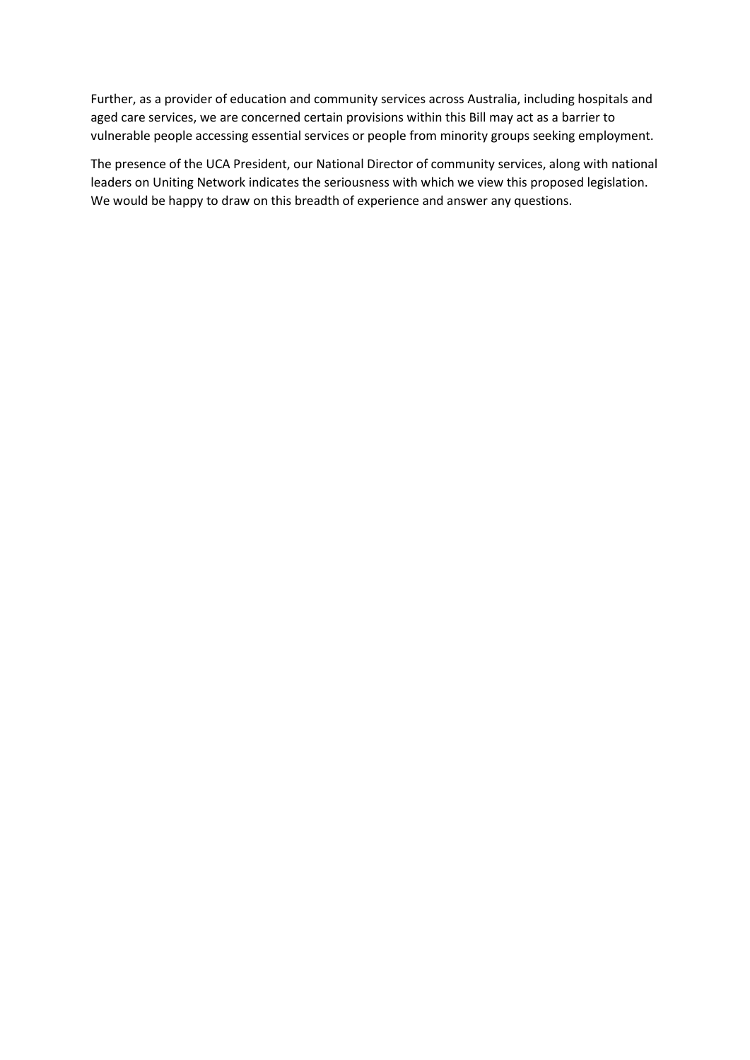Further, as a provider of education and community services across Australia, including hospitals and aged care services, we are concerned certain provisions within this Bill may act as a barrier to vulnerable people accessing essential services or people from minority groups seeking employment.

The presence of the UCA President, our National Director of community services, along with national leaders on Uniting Network indicates the seriousness with which we view this proposed legislation. We would be happy to draw on this breadth of experience and answer any questions.